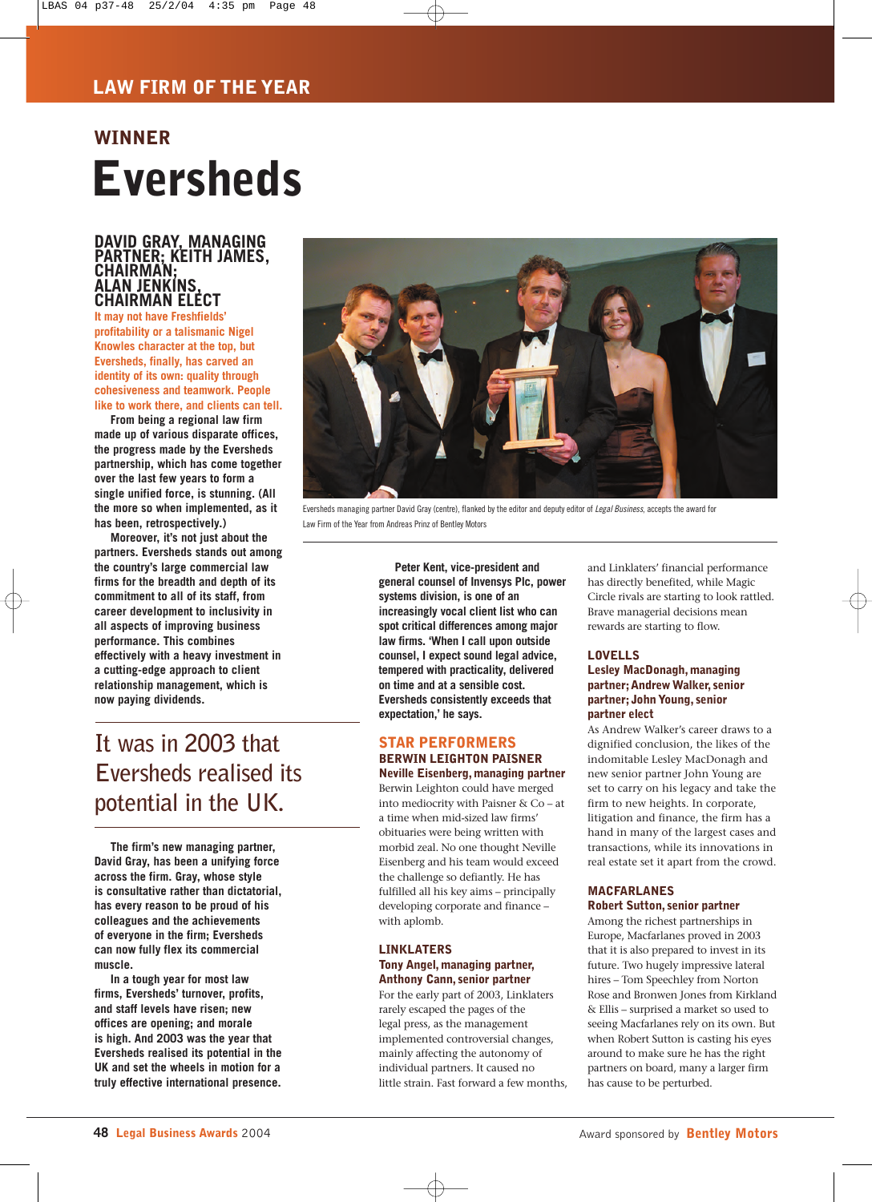## LAW FIRM OF THE YEAR

### WINNER

# Eversheds

### DAVID GRAY, MANAGING PARTNER; KEITH JAMES, CHAIRMAN; ALAN JENKINS, CHAIRMAN ELECT

**It may not have Freshfields' profitability or a talismanic Nigel Knowles character at the top, but Eversheds, finally, has carved an identity of its own: quality through cohesiveness and teamwork. People like to work there, and clients can tell.**

**From being a regional law firm made up of various disparate offices, the progress made by the Eversheds partnership, which has come together over the last few years to form a single unified force, is stunning. (All the more so when implemented, as it has been, retrospectively.)**

**Moreover, it's not just about the partners. Eversheds stands out among the country's large commercial law firms for the breadth and depth of its commitment to all of its staff, from career development to inclusivity in all aspects of improving business performance. This combines effectively with a heavy investment in a cutting-edge approach to client relationship management, which is now paying dividends.**

> It was in 2003 that Eversheds realised its potential in the UK.

**The firm's new managing partner, David Gray, has been a unifying force across the firm. Gray, whose style is consultative rather than dictatorial, has every reason to be proud of his colleagues and the achievements of everyone in the firm; Eversheds can now fully flex its commercial muscle.**

**In a tough year for most law firms, Eversheds' turnover, profits, and staff levels have risen; new offices are opening; and morale is high. And 2003 was the year that Eversheds realised its potential in the UK and set the wheels in motion for a truly effective international presence.**

Eversheds managing partner David Gray (centre), flanked by the editor and deputy editor of *Legal Business*, accepts the award for Law Firm of the Year from Andreas Prinz of Bentley Motors

**Peter Kent, vice-president and general counsel of Invensys Plc, power systems division, is one of an increasingly vocal client list who can spot critical differences among major law firms. 'When I call upon outside counsel, I expect sound legal advice, tempered with practicality, delivered on time and at a sensible cost. Eversheds consistently exceeds that expectation,' he says.**

## STAR PERFORMERS

### BERWIN LEIGHTON PAISNER

**Neville Eisenberg, managing partner**

Berwin Leighton could have merged into mediocrity with Paisner & Co – at a time when mid-sized law firms' obituaries were being written with morbid zeal. No one thought Neville Eisenberg and his team would exceed the challenge so defiantly. He has fulfilled all his key aims – principally developing corporate and finance – with aplomb.

### LINKLATERS

**Tony Angel, managing partner, Anthony Cann, senior partner**

For the early part of 2003, Linklaters rarely escaped the pages of the legal press, as the management implemented controversial changes, mainly affecting the autonomy of individual partners. It caused no little strain. Fast forward a few months, and Linklaters' financial performance has directly benefited, while Magic Circle rivals are starting to look rattled. Brave managerial decisions mean rewards are starting to flow.

### LOVELLS

**Lesley MacDonagh, managing partner; Andrew Walker, senior partner; John Young, senior partner elect**

As Andrew Walker's career draws to a dignified conclusion, the likes of the indomitable Lesley MacDonagh and new senior partner John Young are set to carry on his legacy and take the firm to new heights. In corporate, litigation and finance, the firm has a hand in many of the largest cases and transactions, while its innovations in real estate set it apart from the crowd.

### MACFARLANES

**Robert Sutton, senior partner**

Among the richest partnerships in Europe, Macfarlanes proved in 2003 that it is also prepared to invest in its future. Two hugely impressive lateral hires – Tom Speechley from Norton Rose and Bronwen Jones from Kirkland & Ellis – surprised a market so used to seeing Macfarlanes rely on its own. But when Robert Sutton is casting his eyes around to make sure he has the right partners on board, many a larger firm has cause to be perturbed.

Award sponsored by **Bentley Motors**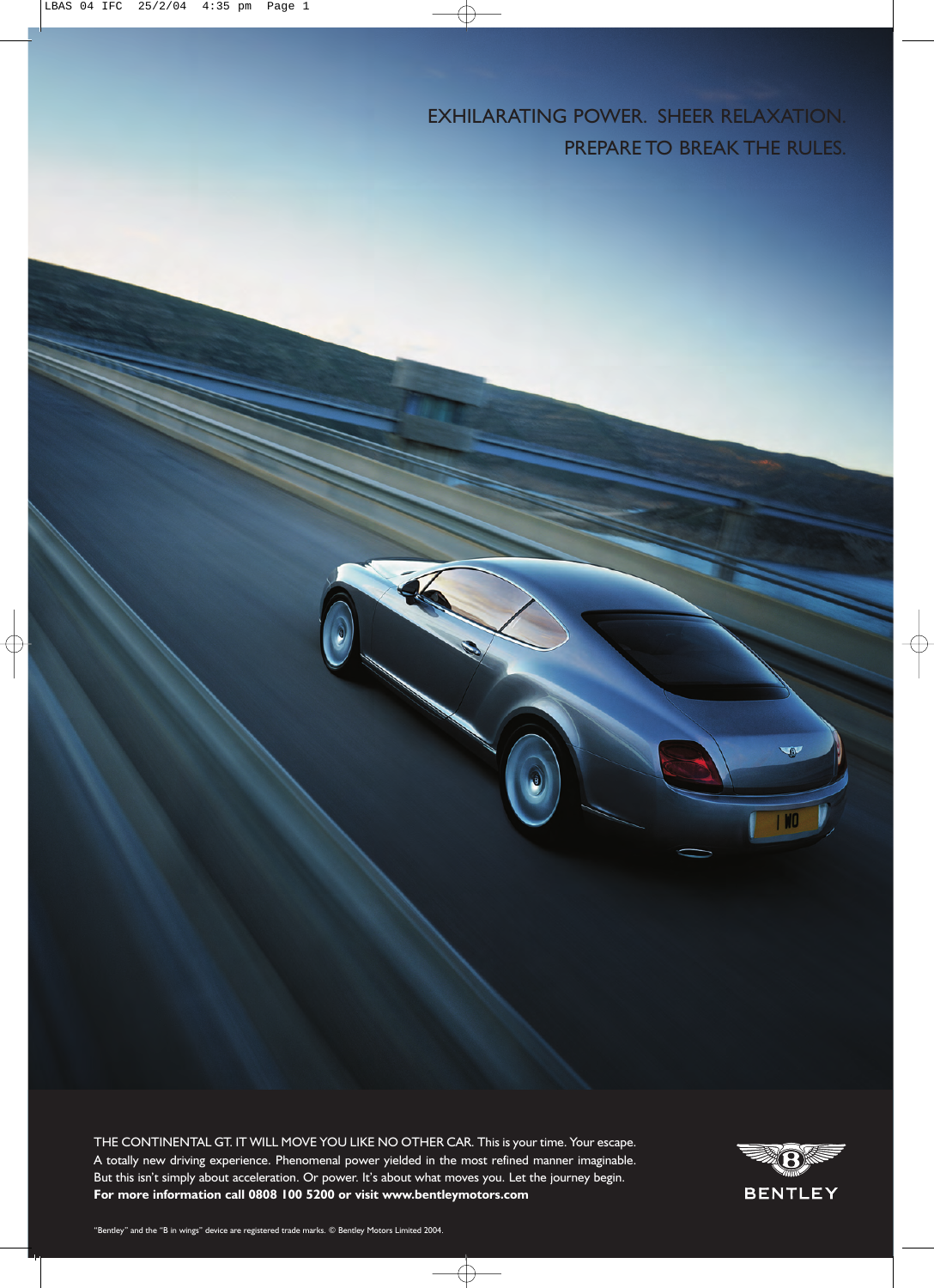EXHILARATING POWER. SHEER RELAXATION.
PREPARE TO BREAK THE RULES.

THE CONTINENTAL GT. IT WILL MOVE YOU LIKE NO OTHER CAR. This is your time. Your escape. A totally new driving experience. Phenomenal power yielded in the most refined manner imaginable. But this isn't simply about acceleration. Or power. It's about what moves you. Let the journey begin.
**For more information call 0808 100 5200 or visit www.bentleymotors.com**

BENTLEY

"Bentley" and the "B in wings" device are registered trade marks. © Bentley Motors Limited 2004.